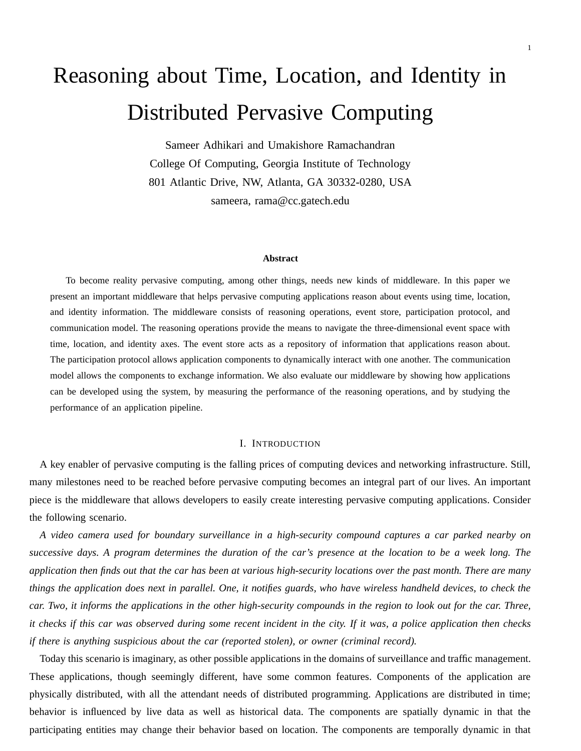# Reasoning about Time, Location, and Identity in Distributed Pervasive Computing

Sameer Adhikari and Umakishore Ramachandran
College Of Computing, Georgia Institute of Technology
801 Atlantic Drive, NW, Atlanta, GA 30332-0280, USA
sameera, rama@cc.gatech.edu

**Abstract**

To become reality pervasive computing, among other things, needs new kinds of middleware. In this paper we present an important middleware that helps pervasive computing applications reason about events using time, location, and identity information. The middleware consists of reasoning operations, event store, participation protocol, and communication model. The reasoning operations provide the means to navigate the three-dimensional event space with time, location, and identity axes. The event store acts as a repository of information that applications reason about. The participation protocol allows application components to dynamically interact with one another. The communication model allows the components to exchange information. We also evaluate our middleware by showing how applications can be developed using the system, by measuring the performance of the reasoning operations, and by studying the performance of an application pipeline.

## I. Introduction

A key enabler of pervasive computing is the falling prices of computing devices and networking infrastructure. Still, many milestones need to be reached before pervasive computing becomes an integral part of our lives. An important piece is the middleware that allows developers to easily create interesting pervasive computing applications. Consider the following scenario.

*A video camera used for boundary surveillance in a high-security compound captures a car parked nearby on successive days. A program determines the duration of the car's presence at the location to be a week long. The application then finds out that the car has been at various high-security locations over the past month. There are many things the application does next in parallel. One, it notifies guards, who have wireless handheld devices, to check the car. Two, it informs the applications in the other high-security compounds in the region to look out for the car. Three, it checks if this car was observed during some recent incident in the city. If it was, a police application then checks if there is anything suspicious about the car (reported stolen), or owner (criminal record).*

Today this scenario is imaginary, as other possible applications in the domains of surveillance and traffic management. These applications, though seemingly different, have some common features. Components of the application are physically distributed, with all the attendant needs of distributed programming. Applications are distributed in time; behavior is influenced by live data as well as historical data. The components are spatially dynamic in that the participating entities may change their behavior based on location. The components are temporally dynamic in that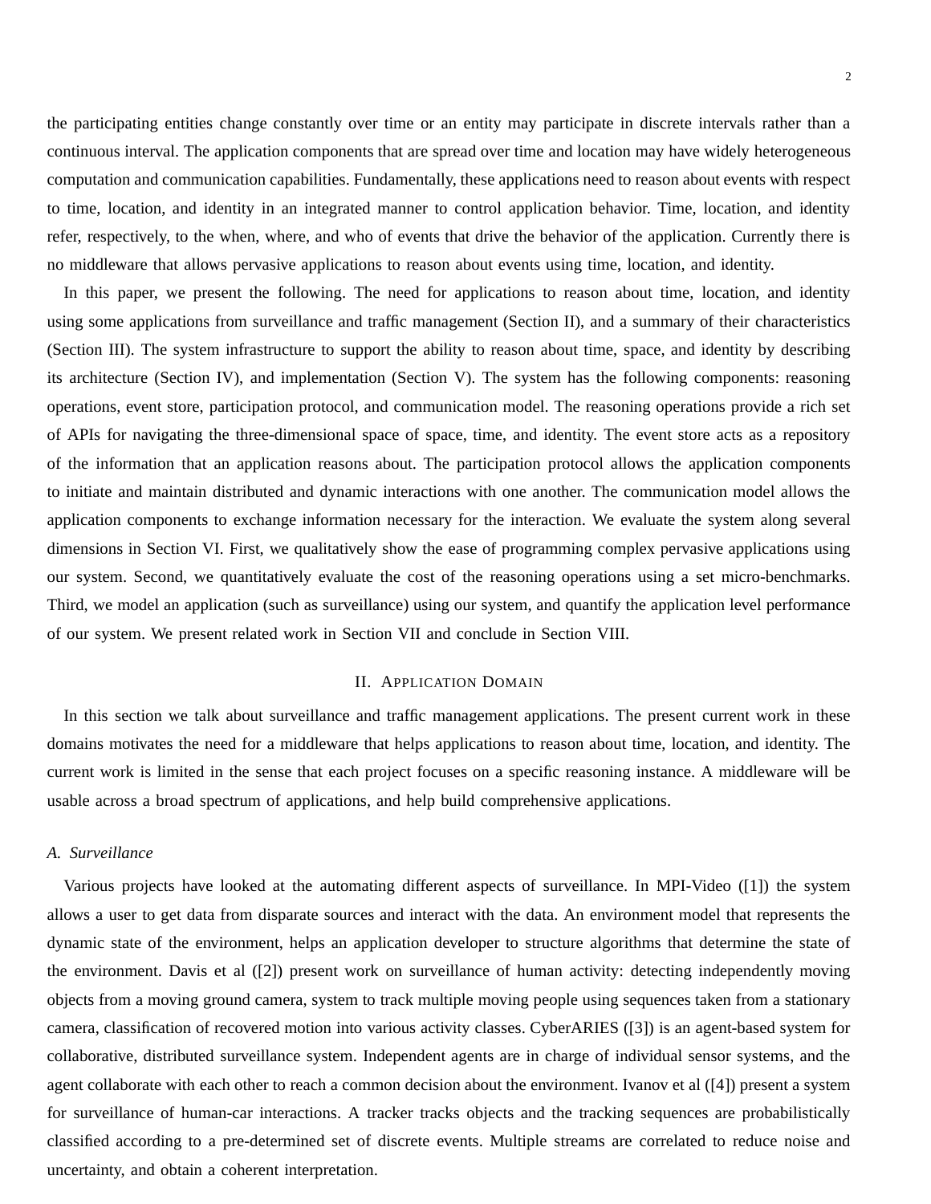the participating entities change constantly over time or an entity may participate in discrete intervals rather than a continuous interval. The application components that are spread over time and location may have widely heterogeneous computation and communication capabilities. Fundamentally, these applications need to reason about events with respect to time, location, and identity in an integrated manner to control application behavior. Time, location, and identity refer, respectively, to the when, where, and who of events that drive the behavior of the application. Currently there is no middleware that allows pervasive applications to reason about events using time, location, and identity.

In this paper, we present the following. The need for applications to reason about time, location, and identity using some applications from surveillance and traffic management (Section II), and a summary of their characteristics (Section III). The system infrastructure to support the ability to reason about time, space, and identity by describing its architecture (Section IV), and implementation (Section V). The system has the following components: reasoning operations, event store, participation protocol, and communication model. The reasoning operations provide a rich set of APIs for navigating the three-dimensional space of space, time, and identity. The event store acts as a repository of the information that an application reasons about. The participation protocol allows the application components to initiate and maintain distributed and dynamic interactions with one another. The communication model allows the application components to exchange information necessary for the interaction. We evaluate the system along several dimensions in Section VI. First, we qualitatively show the ease of programming complex pervasive applications using our system. Second, we quantitatively evaluate the cost of the reasoning operations using a set micro-benchmarks. Third, we model an application (such as surveillance) using our system, and quantify the application level performance of our system. We present related work in Section VII and conclude in Section VIII.

## II. Application Domain

In this section we talk about surveillance and traffic management applications. The present current work in these domains motivates the need for a middleware that helps applications to reason about time, location, and identity. The current work is limited in the sense that each project focuses on a specific reasoning instance. A middleware will be usable across a broad spectrum of applications, and help build comprehensive applications.

### A. Surveillance

Various projects have looked at the automating different aspects of surveillance. In MPI-Video ([1]) the system allows a user to get data from disparate sources and interact with the data. An environment model that represents the dynamic state of the environment, helps an application developer to structure algorithms that determine the state of the environment. Davis et al ([2]) present work on surveillance of human activity: detecting independently moving objects from a moving ground camera, system to track multiple moving people using sequences taken from a stationary camera, classification of recovered motion into various activity classes. CyberARIES ([3]) is an agent-based system for collaborative, distributed surveillance system. Independent agents are in charge of individual sensor systems, and the agent collaborate with each other to reach a common decision about the environment. Ivanov et al ([4]) present a system for surveillance of human-car interactions. A tracker tracks objects and the tracking sequences are probabilistically classified according to a pre-determined set of discrete events. Multiple streams are correlated to reduce noise and uncertainty, and obtain a coherent interpretation.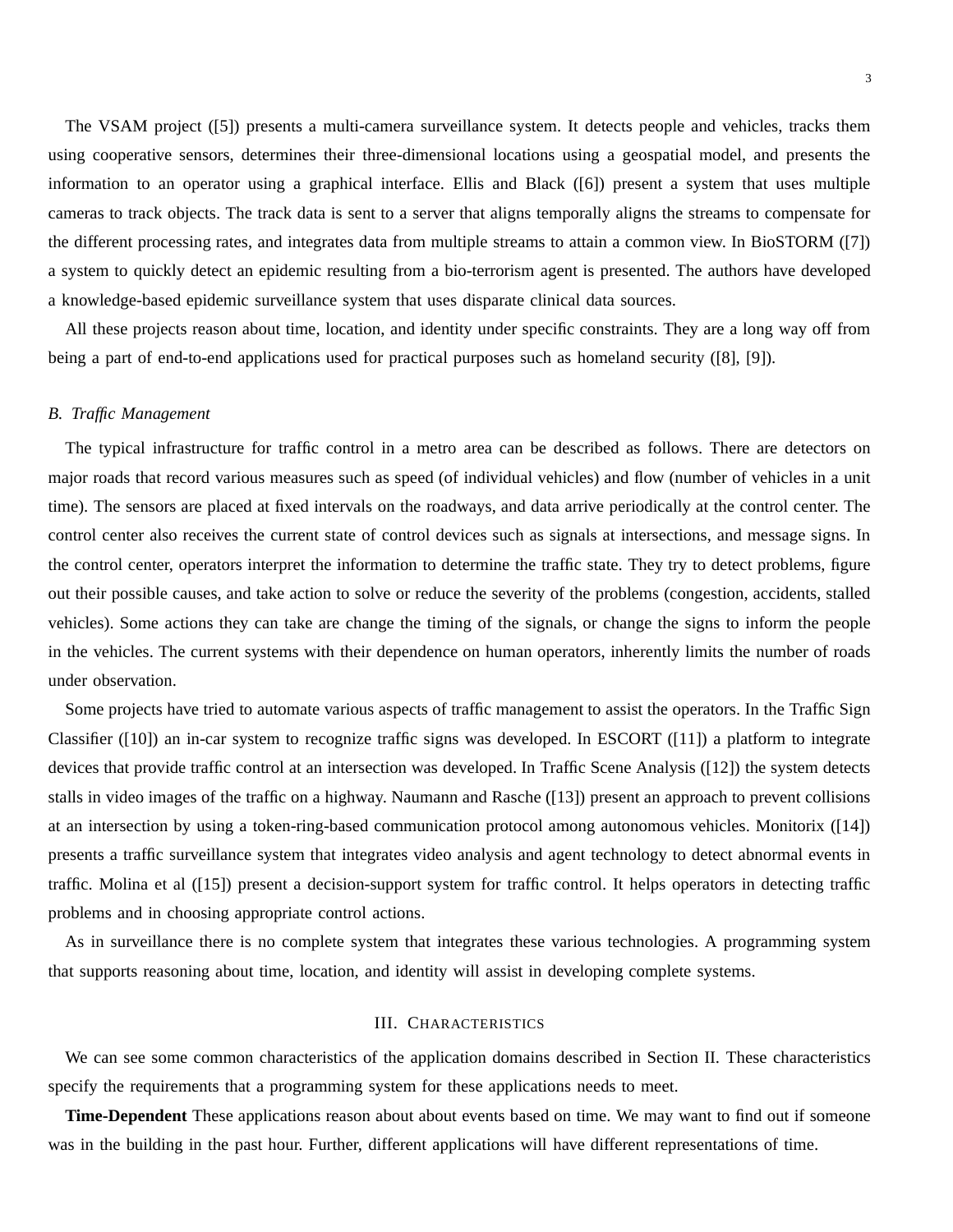The VSAM project ([5]) presents a multi-camera surveillance system. It detects people and vehicles, tracks them using cooperative sensors, determines their three-dimensional locations using a geospatial model, and presents the information to an operator using a graphical interface. Ellis and Black ([6]) present a system that uses multiple cameras to track objects. The track data is sent to a server that aligns temporally aligns the streams to compensate for the different processing rates, and integrates data from multiple streams to attain a common view. In BioSTORM ([7]) a system to quickly detect an epidemic resulting from a bio-terrorism agent is presented. The authors have developed a knowledge-based epidemic surveillance system that uses disparate clinical data sources.

All these projects reason about time, location, and identity under specific constraints. They are a long way off from being a part of end-to-end applications used for practical purposes such as homeland security ([8], [9]).

### B. Traffic Management

The typical infrastructure for traffic control in a metro area can be described as follows. There are detectors on major roads that record various measures such as speed (of individual vehicles) and flow (number of vehicles in a unit time). The sensors are placed at fixed intervals on the roadways, and data arrive periodically at the control center. The control center also receives the current state of control devices such as signals at intersections, and message signs. In the control center, operators interpret the information to determine the traffic state. They try to detect problems, figure out their possible causes, and take action to solve or reduce the severity of the problems (congestion, accidents, stalled vehicles). Some actions they can take are change the timing of the signals, or change the signs to inform the people in the vehicles. The current systems with their dependence on human operators, inherently limits the number of roads under observation.

Some projects have tried to automate various aspects of traffic management to assist the operators. In the Traffic Sign Classifier ([10]) an in-car system to recognize traffic signs was developed. In ESCORT ([11]) a platform to integrate devices that provide traffic control at an intersection was developed. In Traffic Scene Analysis ([12]) the system detects stalls in video images of the traffic on a highway. Naumann and Rasche ([13]) present an approach to prevent collisions at an intersection by using a token-ring-based communication protocol among autonomous vehicles. Monitorix ([14]) presents a traffic surveillance system that integrates video analysis and agent technology to detect abnormal events in traffic. Molina et al ([15]) present a decision-support system for traffic control. It helps operators in detecting traffic problems and in choosing appropriate control actions.

As in surveillance there is no complete system that integrates these various technologies. A programming system that supports reasoning about time, location, and identity will assist in developing complete systems.

## III. Characteristics

We can see some common characteristics of the application domains described in Section II. These characteristics specify the requirements that a programming system for these applications needs to meet.

**Time-Dependent** These applications reason about about events based on time. We may want to find out if someone was in the building in the past hour. Further, different applications will have different representations of time.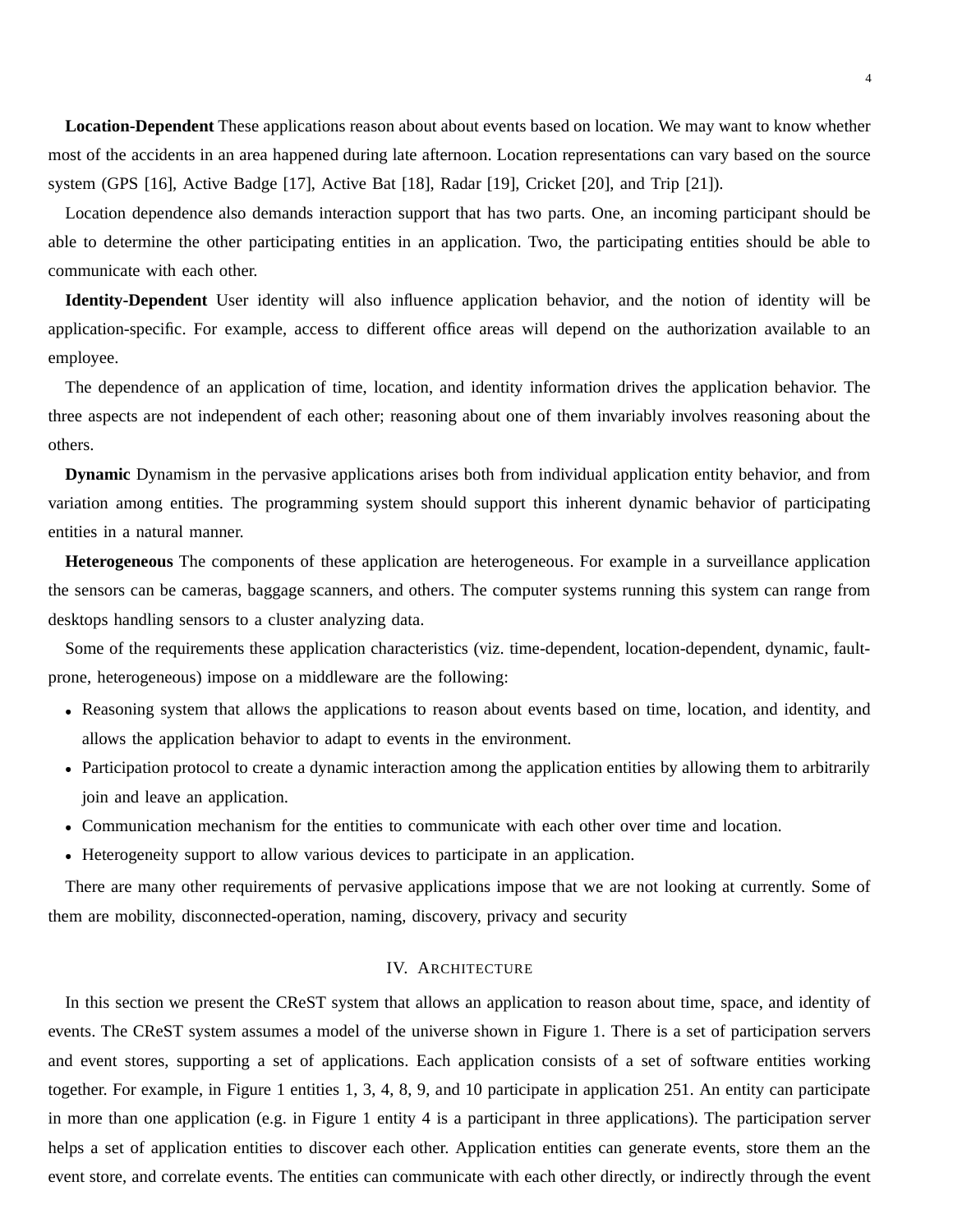**Location-Dependent** These applications reason about about events based on location. We may want to know whether most of the accidents in an area happened during late afternoon. Location representations can vary based on the source system (GPS [16], Active Badge [17], Active Bat [18], Radar [19], Cricket [20], and Trip [21]).

Location dependence also demands interaction support that has two parts. One, an incoming participant should be able to determine the other participating entities in an application. Two, the participating entities should be able to communicate with each other.

**Identity-Dependent** User identity will also influence application behavior, and the notion of identity will be application-specific. For example, access to different office areas will depend on the authorization available to an employee.

The dependence of an application of time, location, and identity information drives the application behavior. The three aspects are not independent of each other; reasoning about one of them invariably involves reasoning about the others.

**Dynamic** Dynamism in the pervasive applications arises both from individual application entity behavior, and from variation among entities. The programming system should support this inherent dynamic behavior of participating entities in a natural manner.

**Heterogeneous** The components of these application are heterogeneous. For example in a surveillance application the sensors can be cameras, baggage scanners, and others. The computer systems running this system can range from desktops handling sensors to a cluster analyzing data.

Some of the requirements these application characteristics (viz. time-dependent, location-dependent, dynamic, fault-prone, heterogeneous) impose on a middleware are the following:

- Reasoning system that allows the applications to reason about events based on time, location, and identity, and allows the application behavior to adapt to events in the environment.
- Participation protocol to create a dynamic interaction among the application entities by allowing them to arbitrarily join and leave an application.
- Communication mechanism for the entities to communicate with each other over time and location.
- Heterogeneity support to allow various devices to participate in an application.

There are many other requirements of pervasive applications impose that we are not looking at currently. Some of them are mobility, disconnected-operation, naming, discovery, privacy and security

## IV. Architecture

In this section we present the CReST system that allows an application to reason about time, space, and identity of events. The CReST system assumes a model of the universe shown in Figure 1. There is a set of participation servers and event stores, supporting a set of applications. Each application consists of a set of software entities working together. For example, in Figure 1 entities 1, 3, 4, 8, 9, and 10 participate in application 251. An entity can participate in more than one application (e.g. in Figure 1 entity 4 is a participant in three applications). The participation server helps a set of application entities to discover each other. Application entities can generate events, store them an the event store, and correlate events. The entities can communicate with each other directly, or indirectly through the event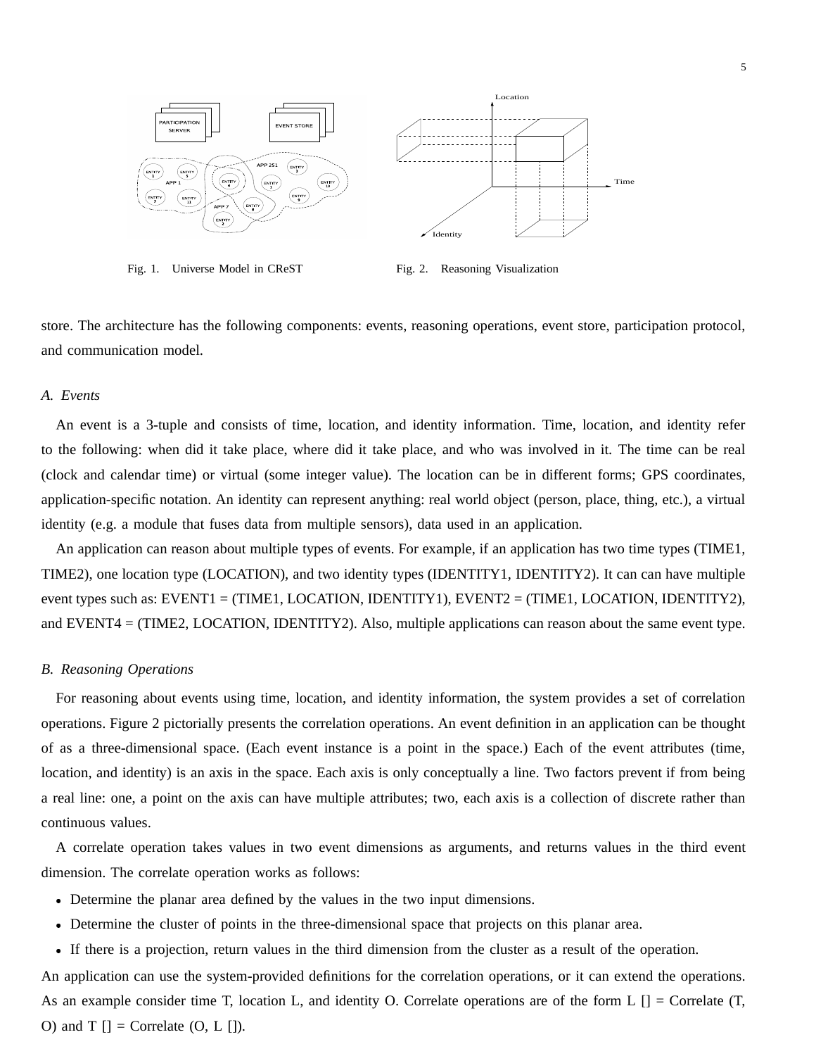Fig. 1. Universe Model in CReST

Fig. 2. Reasoning Visualization

store. The architecture has the following components: events, reasoning operations, event store, participation protocol, and communication model.

### *A. Events*

An event is a 3-tuple and consists of time, location, and identity information. Time, location, and identity refer to the following: when did it take place, where did it take place, and who was involved in it. The time can be real (clock and calendar time) or virtual (some integer value). The location can be in different forms; GPS coordinates, application-specific notation. An identity can represent anything: real world object (person, place, thing, etc.), a virtual identity (e.g. a module that fuses data from multiple sensors), data used in an application.

An application can reason about multiple types of events. For example, if an application has two time types (TIME1, TIME2), one location type (LOCATION), and two identity types (IDENTITY1, IDENTITY2). It can can have multiple event types such as: EVENT1 = (TIME1, LOCATION, IDENTITY1), EVENT2 = (TIME1, LOCATION, IDENTITY2), and EVENT4 = (TIME2, LOCATION, IDENTITY2). Also, multiple applications can reason about the same event type.

### *B. Reasoning Operations*

For reasoning about events using time, location, and identity information, the system provides a set of correlation operations. Figure 2 pictorially presents the correlation operations. An event definition in an application can be thought of as a three-dimensional space. (Each event instance is a point in the space.) Each of the event attributes (time, location, and identity) is an axis in the space. Each axis is only conceptually a line. Two factors prevent if from being a real line: one, a point on the axis can have multiple attributes; two, each axis is a collection of discrete rather than continuous values.

A correlate operation takes values in two event dimensions as arguments, and returns values in the third event dimension. The correlate operation works as follows:

- Determine the planar area defined by the values in the two input dimensions.
- Determine the cluster of points in the three-dimensional space that projects on this planar area.
- If there is a projection, return values in the third dimension from the cluster as a result of the operation.

An application can use the system-provided definitions for the correlation operations, or it can extend the operations. As an example consider time T, location L, and identity O. Correlate operations are of the form L [] = Correlate (T, O) and T [] = Correlate (O, L []).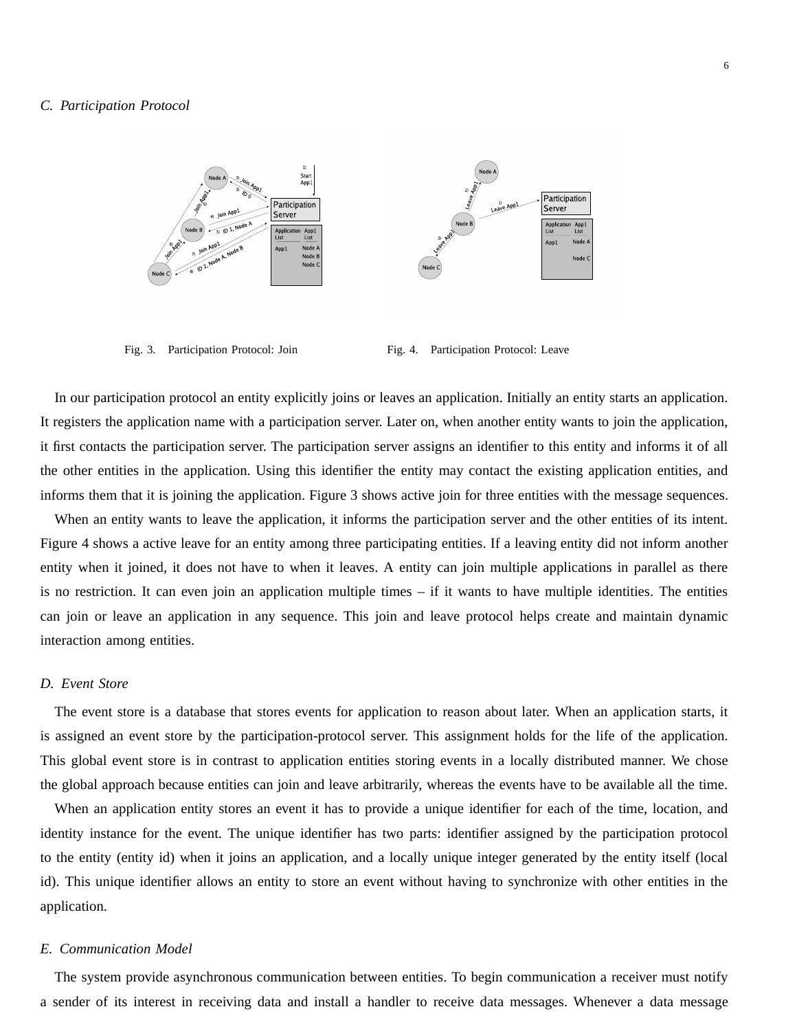### C. Participation Protocol

Fig. 3. Participation Protocol: Join

Fig. 4. Participation Protocol: Leave

In our participation protocol an entity explicitly joins or leaves an application. Initially an entity starts an application. It registers the application name with a participation server. Later on, when another entity wants to join the application, it first contacts the participation server. The participation server assigns an identifier to this entity and informs it of all the other entities in the application. Using this identifier the entity may contact the existing application entities, and informs them that it is joining the application. Figure 3 shows active join for three entities with the message sequences.

When an entity wants to leave the application, it informs the participation server and the other entities of its intent. Figure 4 shows a active leave for an entity among three participating entities. If a leaving entity did not inform another entity when it joined, it does not have to when it leaves. A entity can join multiple applications in parallel as there is no restriction. It can even join an application multiple times – if it wants to have multiple identities. The entities can join or leave an application in any sequence. This join and leave protocol helps create and maintain dynamic interaction among entities.

### D. Event Store

The event store is a database that stores events for application to reason about later. When an application starts, it is assigned an event store by the participation-protocol server. This assignment holds for the life of the application. This global event store is in contrast to application entities storing events in a locally distributed manner. We chose the global approach because entities can join and leave arbitrarily, whereas the events have to be available all the time.

When an application entity stores an event it has to provide a unique identifier for each of the time, location, and identity instance for the event. The unique identifier has two parts: identifier assigned by the participation protocol to the entity (entity id) when it joins an application, and a locally unique integer generated by the entity itself (local id). This unique identifier allows an entity to store an event without having to synchronize with other entities in the application.

### E. Communication Model

The system provide asynchronous communication between entities. To begin communication a receiver must notify a sender of its interest in receiving data and install a handler to receive data messages. Whenever a data message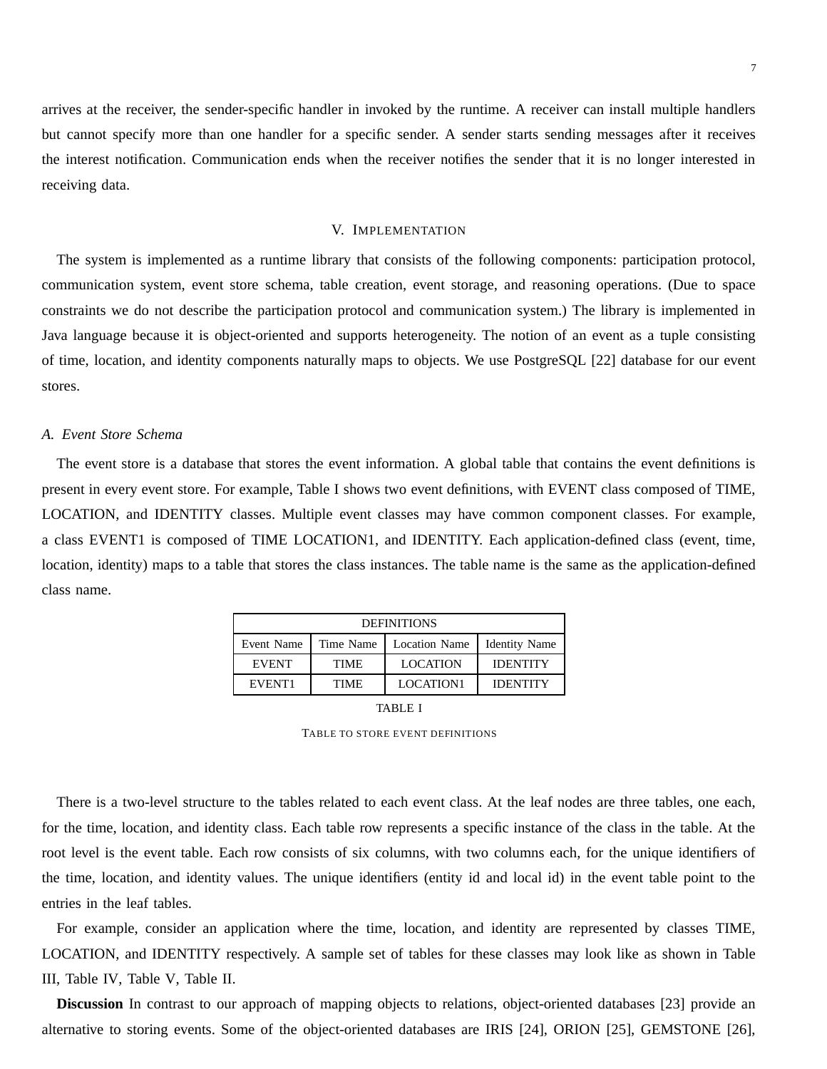arrives at the receiver, the sender-specific handler in invoked by the runtime. A receiver can install multiple handlers but cannot specify more than one handler for a specific sender. A sender starts sending messages after it receives the interest notification. Communication ends when the receiver notifies the sender that it is no longer interested in receiving data.

## V. Implementation

The system is implemented as a runtime library that consists of the following components: participation protocol, communication system, event store schema, table creation, event storage, and reasoning operations. (Due to space constraints we do not describe the participation protocol and communication system.) The library is implemented in Java language because it is object-oriented and supports heterogeneity. The notion of an event as a tuple consisting of time, location, and identity components naturally maps to objects. We use PostgreSQL [22] database for our event stores.

### *A. Event Store Schema*

The event store is a database that stores the event information. A global table that contains the event definitions is present in every event store. For example, Table I shows two event definitions, with EVENT class composed of TIME, LOCATION, and IDENTITY classes. Multiple event classes may have common component classes. For example, a class EVENT1 is composed of TIME LOCATION1, and IDENTITY. Each application-defined class (event, time, location, identity) maps to a table that stores the class instances. The table name is the same as the application-defined class name.

| DEFINITIONS | | | |
|---|---|---|---|
| Event Name | Time Name | Location Name | Identity Name |
| EVENT | TIME | LOCATION | IDENTITY |
| EVENT1 | TIME | LOCATION1 | IDENTITY |

TABLE I

Table to store event definitions

There is a two-level structure to the tables related to each event class. At the leaf nodes are three tables, one each, for the time, location, and identity class. Each table row represents a specific instance of the class in the table. At the root level is the event table. Each row consists of six columns, with two columns each, for the unique identifiers of the time, location, and identity values. The unique identifiers (entity id and local id) in the event table point to the entries in the leaf tables.

For example, consider an application where the time, location, and identity are represented by classes TIME, LOCATION, and IDENTITY respectively. A sample set of tables for these classes may look like as shown in Table III, Table IV, Table V, Table II.

**Discussion** In contrast to our approach of mapping objects to relations, object-oriented databases [23] provide an alternative to storing events. Some of the object-oriented databases are IRIS [24], ORION [25], GEMSTONE [26],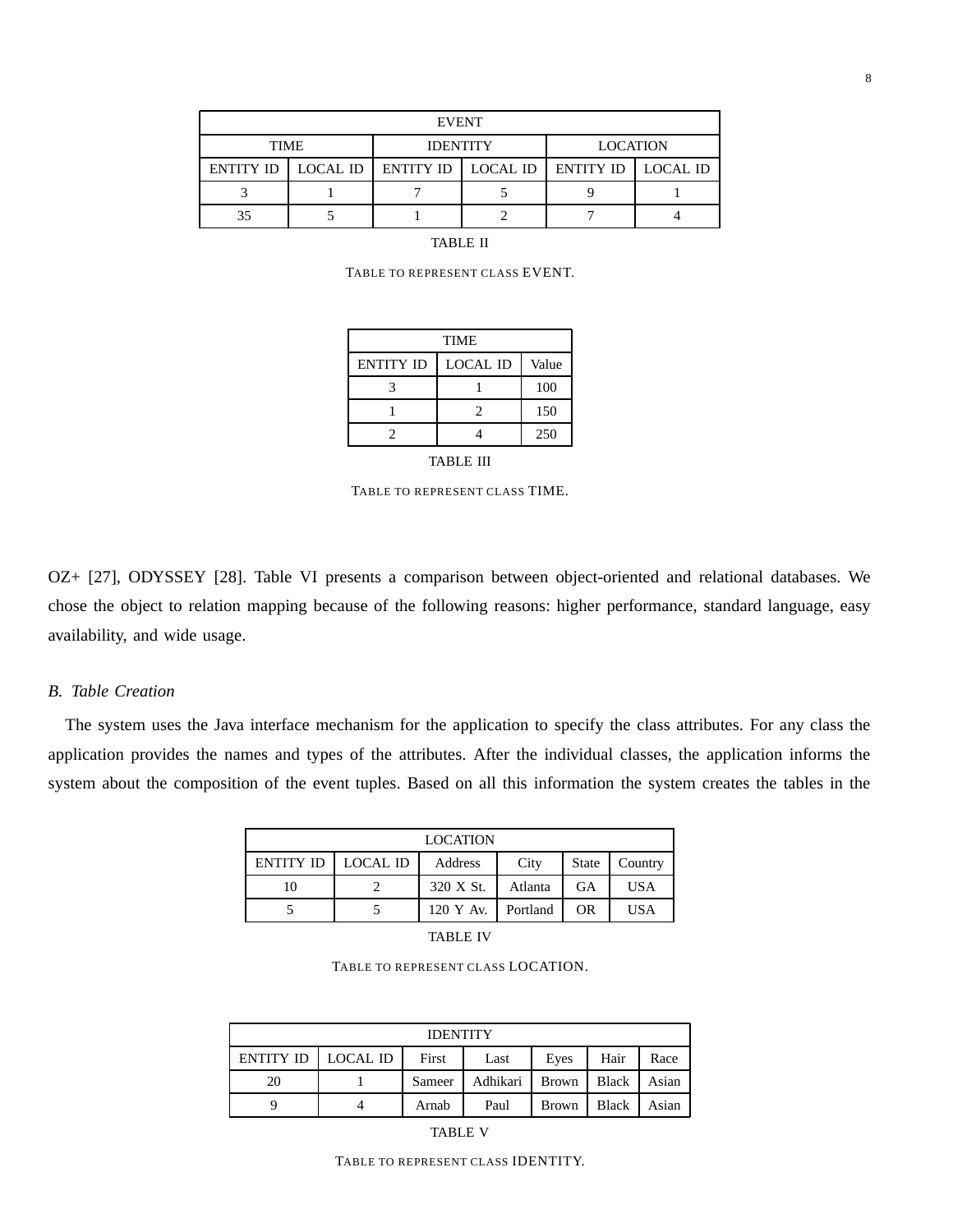| EVENT | | | | | |
|---|---|---|---|---|---|
| TIME | | IDENTITY | | LOCATION | |
| ENTITY ID | LOCAL ID | ENTITY ID | LOCAL ID | ENTITY ID | LOCAL ID |
| 3 | 1 | 7 | 5 | 9 | 1 |
| 35 | 5 | 1 | 2 | 7 | 4 |

TABLE II

TABLE TO REPRESENT CLASS EVENT.

| TIME | | |
|---|---|---|
| ENTITY ID | LOCAL ID | Value |
| 3 | 1 | 100 |
| 1 | 2 | 150 |
| 2 | 4 | 250 |

TABLE III

TABLE TO REPRESENT CLASS TIME.

OZ+ [27], ODYSSEY [28]. Table VI presents a comparison between object-oriented and relational databases. We chose the object to relation mapping because of the following reasons: higher performance, standard language, easy availability, and wide usage.

### *B. Table Creation*

The system uses the Java interface mechanism for the application to specify the class attributes. For any class the application provides the names and types of the attributes. After the individual classes, the application informs the system about the composition of the event tuples. Based on all this information the system creates the tables in the

| LOCATION | | | | | |
|---|---|---|---|---|---|
| ENTITY ID | LOCAL ID | Address | City | State | Country |
| 10 | 2 | 320 X St. | Atlanta | GA | USA |
| 5 | 5 | 120 Y Av. | Portland | OR | USA |

TABLE IV

TABLE TO REPRESENT CLASS LOCATION.

| IDENTITY | | | | | | |
|---|---|---|---|---|---|---|
| ENTITY ID | LOCAL ID | First | Last | Eyes | Hair | Race |
| 20 | 1 | Sameer | Adhikari | Brown | Black | Asian |
| 9 | 4 | Arnab | Paul | Brown | Black | Asian |

TABLE V

TABLE TO REPRESENT CLASS IDENTITY.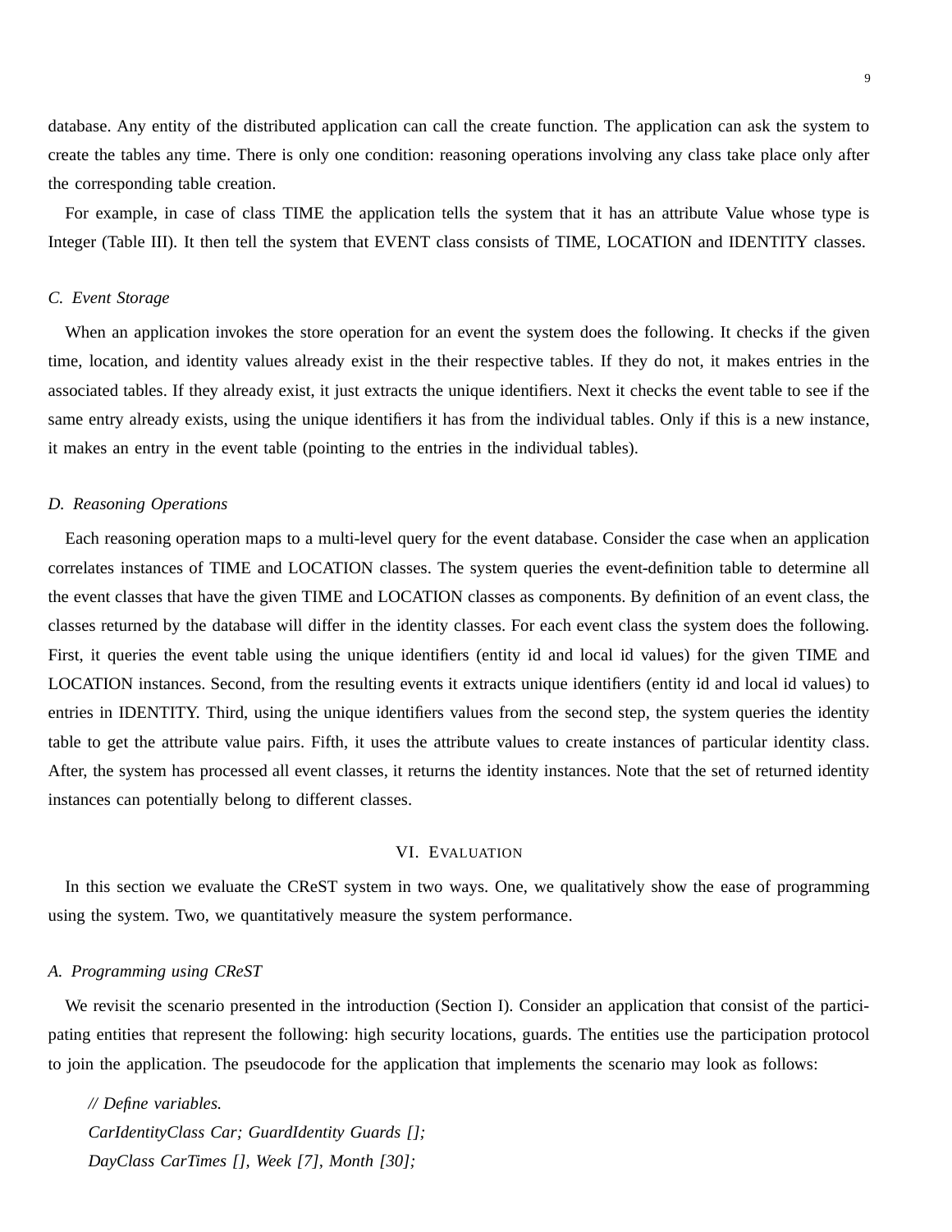database. Any entity of the distributed application can call the create function. The application can ask the system to create the tables any time. There is only one condition: reasoning operations involving any class take place only after the corresponding table creation.

For example, in case of class TIME the application tells the system that it has an attribute Value whose type is Integer (Table III). It then tell the system that EVENT class consists of TIME, LOCATION and IDENTITY classes.

### C. Event Storage

When an application invokes the store operation for an event the system does the following. It checks if the given time, location, and identity values already exist in the their respective tables. If they do not, it makes entries in the associated tables. If they already exist, it just extracts the unique identifiers. Next it checks the event table to see if the same entry already exists, using the unique identifiers it has from the individual tables. Only if this is a new instance, it makes an entry in the event table (pointing to the entries in the individual tables).

### D. Reasoning Operations

Each reasoning operation maps to a multi-level query for the event database. Consider the case when an application correlates instances of TIME and LOCATION classes. The system queries the event-definition table to determine all the event classes that have the given TIME and LOCATION classes as components. By definition of an event class, the classes returned by the database will differ in the identity classes. For each event class the system does the following. First, it queries the event table using the unique identifiers (entity id and local id values) for the given TIME and LOCATION instances. Second, from the resulting events it extracts unique identifiers (entity id and local id values) to entries in IDENTITY. Third, using the unique identifiers values from the second step, the system queries the identity table to get the attribute value pairs. Fifth, it uses the attribute values to create instances of particular identity class. After, the system has processed all event classes, it returns the identity instances. Note that the set of returned identity instances can potentially belong to different classes.

## VI. Evaluation

In this section we evaluate the CReST system in two ways. One, we qualitatively show the ease of programming using the system. Two, we quantitatively measure the system performance.

### A. Programming using CReST

We revisit the scenario presented in the introduction (Section I). Consider an application that consist of the participating entities that represent the following: high security locations, guards. The entities use the participation protocol to join the application. The pseudocode for the application that implements the scenario may look as follows:

```
// Define variables.
CarIdentityClass Car; GuardIdentity Guards [];
DayClass CarTimes [], Week [7], Month [30];
```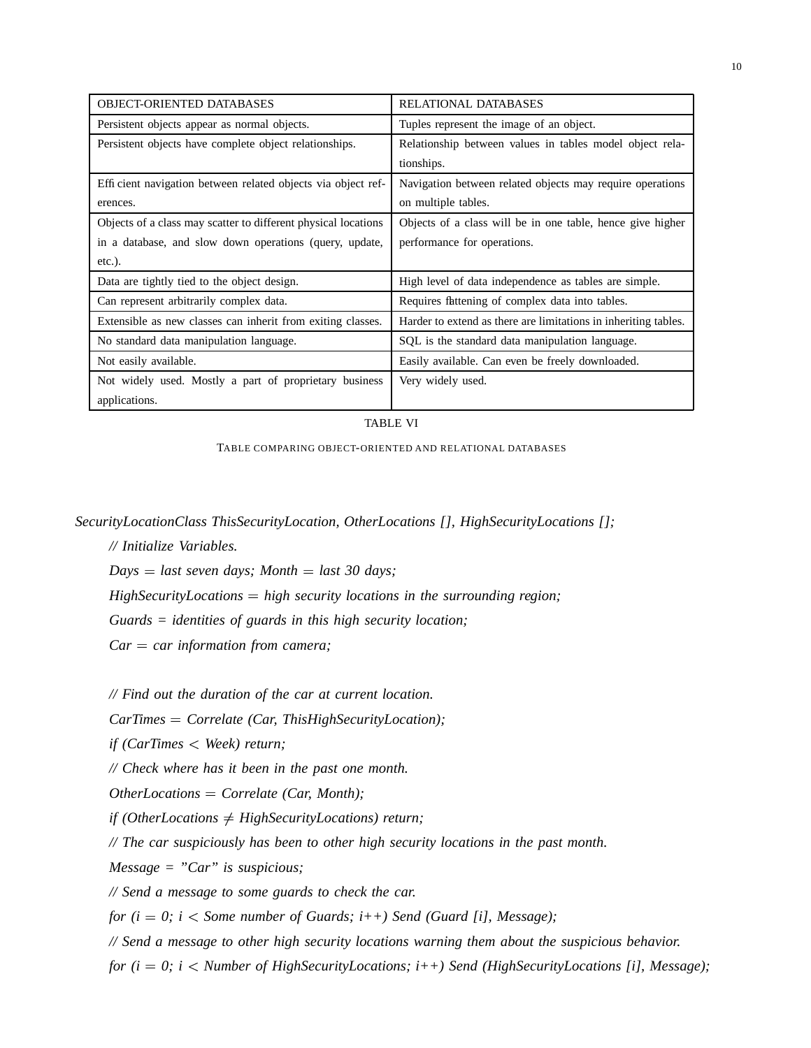| OBJECT-ORIENTED DATABASES | RELATIONAL DATABASES |
|---|---|
| Persistent objects appear as normal objects. | Tuples represent the image of an object. |
| Persistent objects have complete object relationships. | Relationship between values in tables model object relationships. |
| Efficient navigation between related objects via object references. | Navigation between related objects may require operations on multiple tables. |
| Objects of a class may scatter to different physical locations in a database, and slow down operations (query, update, etc.). | Objects of a class will be in one table, hence give higher performance for operations. |
| Data are tightly tied to the object design. | High level of data independence as tables are simple. |
| Can represent arbitrarily complex data. | Requires flattening of complex data into tables. |
| Extensible as new classes can inherit from exiting classes. | Harder to extend as there are limitations in inheriting tables. |
| No standard data manipulation language. | SQL is the standard data manipulation language. |
| Not easily available. | Easily available. Can even be freely downloaded. |
| Not widely used. Mostly a part of proprietary business applications. | Very widely used. |

TABLE VI

TABLE COMPARING OBJECT-ORIENTED AND RELATIONAL DATABASES

```
SecurityLocationClass ThisSecurityLocation, OtherLocations [], HighSecurityLocations [];
    // Initialize Variables.
    Days = last seven days; Month = last 30 days;
    HighSecurityLocations = high security locations in the surrounding region;
    Guards = identities of guards in this high security location;
    Car = car information from camera;

    // Find out the duration of the car at current location.
    CarTimes = Correlate (Car, ThisHighSecurityLocation);
    if (CarTimes < Week) return;
    // Check where has it been in the past one month.
    OtherLocations = Correlate (Car, Month);
    if (OtherLocations ≠ HighSecurityLocations) return;
    // The car suspiciously has been to other high security locations in the past month.
    Message = "Car" is suspicious;
    // Send a message to some guards to check the car.
    for (i = 0; i < Some number of Guards; i++) Send (Guard [i], Message);
    // Send a message to other high security locations warning them about the suspicious behavior.
    for (i = 0; i < Number of HighSecurityLocations; i++) Send (HighSecurityLocations [i], Message);
```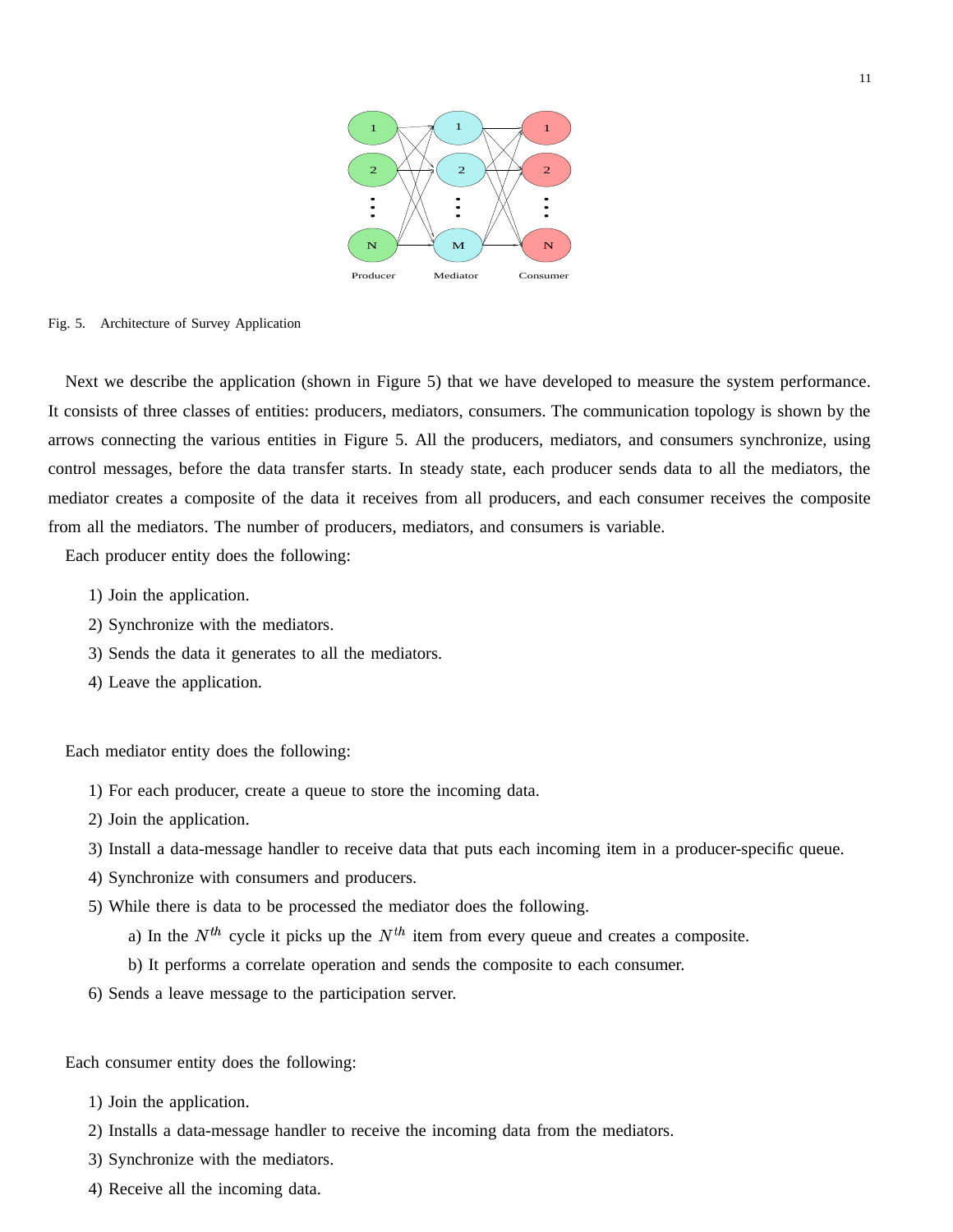Fig. 5. Architecture of Survey Application

Next we describe the application (shown in Figure 5) that we have developed to measure the system performance. It consists of three classes of entities: producers, mediators, consumers. The communication topology is shown by the arrows connecting the various entities in Figure 5. All the producers, mediators, and consumers synchronize, using control messages, before the data transfer starts. In steady state, each producer sends data to all the mediators, the mediator creates a composite of the data it receives from all producers, and each consumer receives the composite from all the mediators. The number of producers, mediators, and consumers is variable.

Each producer entity does the following:

1) Join the application.
2) Synchronize with the mediators.
3) Sends the data it generates to all the mediators.
4) Leave the application.

Each mediator entity does the following:

1) For each producer, create a queue to store the incoming data.
2) Join the application.
3) Install a data-message handler to receive data that puts each incoming item in a producer-specific queue.
4) Synchronize with consumers and producers.
5) While there is data to be processed the mediator does the following.
    a) In the $N^{th}$ cycle it picks up the $N^{th}$ item from every queue and creates a composite.
    b) It performs a correlate operation and sends the composite to each consumer.
6) Sends a leave message to the participation server.

Each consumer entity does the following:

1) Join the application.
2) Installs a data-message handler to receive the incoming data from the mediators.
3) Synchronize with the mediators.
4) Receive all the incoming data.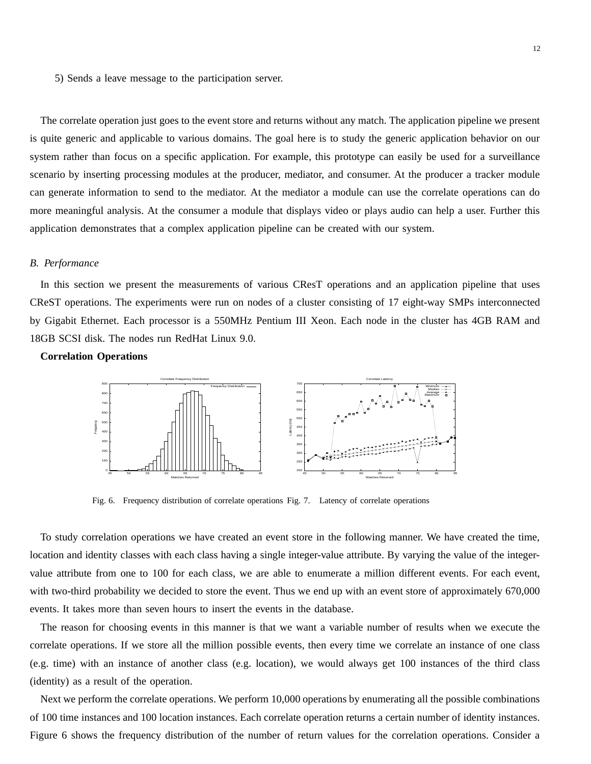5) Sends a leave message to the participation server.

The correlate operation just goes to the event store and returns without any match. The application pipeline we present is quite generic and applicable to various domains. The goal here is to study the generic application behavior on our system rather than focus on a specific application. For example, this prototype can easily be used for a surveillance scenario by inserting processing modules at the producer, mediator, and consumer. At the producer a tracker module can generate information to send to the mediator. At the mediator a module can use the correlate operations can do more meaningful analysis. At the consumer a module that displays video or plays audio can help a user. Further this application demonstrates that a complex application pipeline can be created with our system.

### *B. Performance*

In this section we present the measurements of various CResT operations and an application pipeline that uses CReST operations. The experiments were run on nodes of a cluster consisting of 17 eight-way SMPs interconnected by Gigabit Ethernet. Each processor is a 550MHz Pentium III Xeon. Each node in the cluster has 4GB RAM and 18GB SCSI disk. The nodes run RedHat Linux 9.0.

**Correlation Operations**

Fig. 6. Frequency distribution of correlate operations

Fig. 7. Latency of correlate operations

To study correlation operations we have created an event store in the following manner. We have created the time, location and identity classes with each class having a single integer-value attribute. By varying the value of the integer-value attribute from one to 100 for each class, we are able to enumerate a million different events. For each event, with two-third probability we decided to store the event. Thus we end up with an event store of approximately 670,000 events. It takes more than seven hours to insert the events in the database.

The reason for choosing events in this manner is that we want a variable number of results when we execute the correlate operations. If we store all the million possible events, then every time we correlate an instance of one class (e.g. time) with an instance of another class (e.g. location), we would always get 100 instances of the third class (identity) as a result of the operation.

Next we perform the correlate operations. We perform 10,000 operations by enumerating all the possible combinations of 100 time instances and 100 location instances. Each correlate operation returns a certain number of identity instances. Figure 6 shows the frequency distribution of the number of return values for the correlation operations. Consider a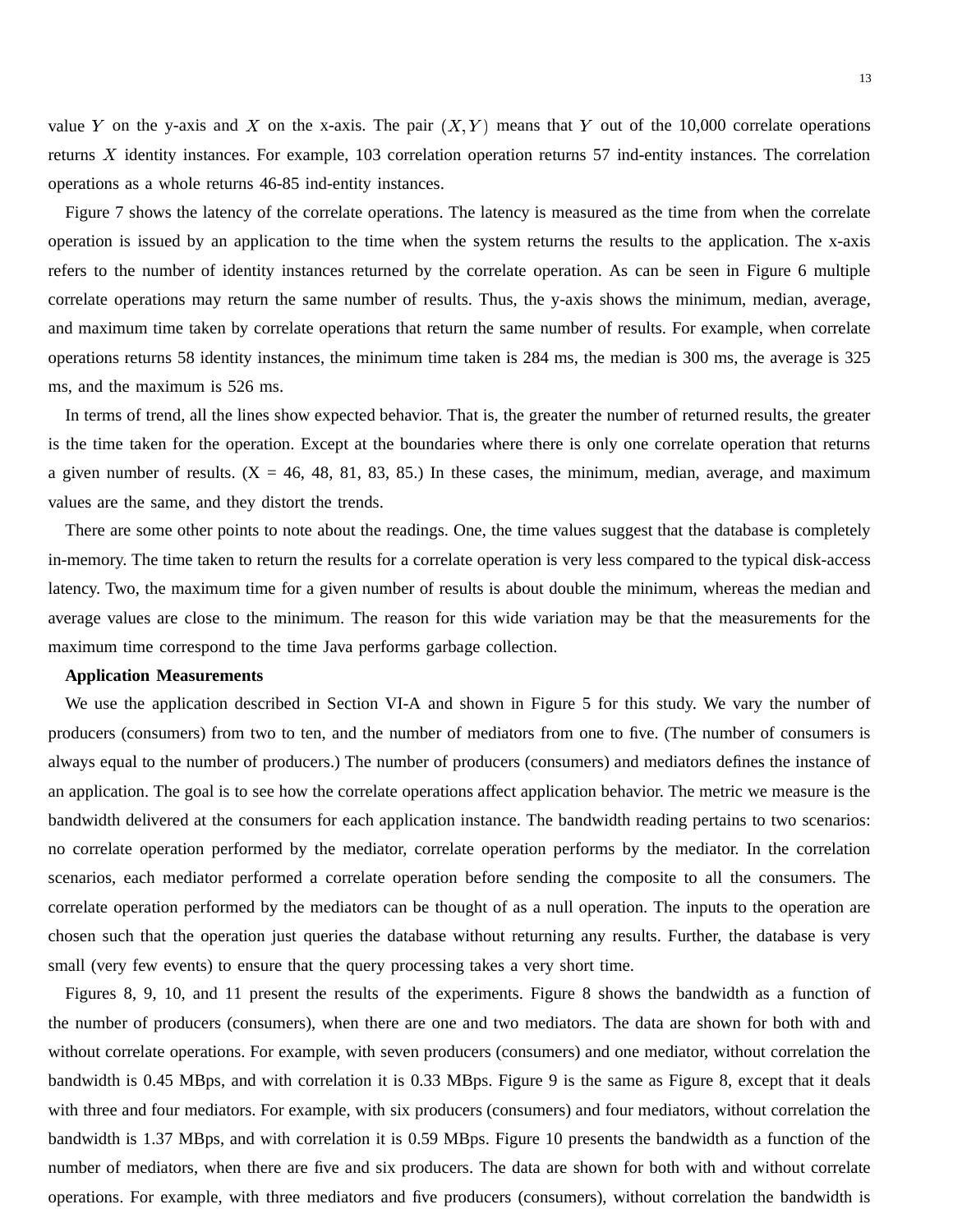value $Y$ on the y-axis and $X$ on the x-axis. The pair $(X, Y)$ means that $Y$ out of the 10,000 correlate operations returns $X$ identity instances. For example, 103 correlation operation returns 57 ind-entity instances. The correlation operations as a whole returns 46-85 ind-entity instances.

Figure 7 shows the latency of the correlate operations. The latency is measured as the time from when the correlate operation is issued by an application to the time when the system returns the results to the application. The x-axis refers to the number of identity instances returned by the correlate operation. As can be seen in Figure 6 multiple correlate operations may return the same number of results. Thus, the y-axis shows the minimum, median, average, and maximum time taken by correlate operations that return the same number of results. For example, when correlate operations returns 58 identity instances, the minimum time taken is 284 ms, the median is 300 ms, the average is 325 ms, and the maximum is 526 ms.

In terms of trend, all the lines show expected behavior. That is, the greater the number of returned results, the greater is the time taken for the operation. Except at the boundaries where there is only one correlate operation that returns a given number of results. (X = 46, 48, 81, 83, 85.) In these cases, the minimum, median, average, and maximum values are the same, and they distort the trends.

There are some other points to note about the readings. One, the time values suggest that the database is completely in-memory. The time taken to return the results for a correlate operation is very less compared to the typical disk-access latency. Two, the maximum time for a given number of results is about double the minimum, whereas the median and average values are close to the minimum. The reason for this wide variation may be that the measurements for the maximum time correspond to the time Java performs garbage collection.

**Application Measurements**

We use the application described in Section VI-A and shown in Figure 5 for this study. We vary the number of producers (consumers) from two to ten, and the number of mediators from one to five. (The number of consumers is always equal to the number of producers.) The number of producers (consumers) and mediators defines the instance of an application. The goal is to see how the correlate operations affect application behavior. The metric we measure is the bandwidth delivered at the consumers for each application instance. The bandwidth reading pertains to two scenarios: no correlate operation performed by the mediator, correlate operation performs by the mediator. In the correlation scenarios, each mediator performed a correlate operation before sending the composite to all the consumers. The correlate operation performed by the mediators can be thought of as a null operation. The inputs to the operation are chosen such that the operation just queries the database without returning any results. Further, the database is very small (very few events) to ensure that the query processing takes a very short time.

Figures 8, 9, 10, and 11 present the results of the experiments. Figure 8 shows the bandwidth as a function of the number of producers (consumers), when there are one and two mediators. The data are shown for both with and without correlate operations. For example, with seven producers (consumers) and one mediator, without correlation the bandwidth is 0.45 MBps, and with correlation it is 0.33 MBps. Figure 9 is the same as Figure 8, except that it deals with three and four mediators. For example, with six producers (consumers) and four mediators, without correlation the bandwidth is 1.37 MBps, and with correlation it is 0.59 MBps. Figure 10 presents the bandwidth as a function of the number of mediators, when there are five and six producers. The data are shown for both with and without correlate operations. For example, with three mediators and five producers (consumers), without correlation the bandwidth is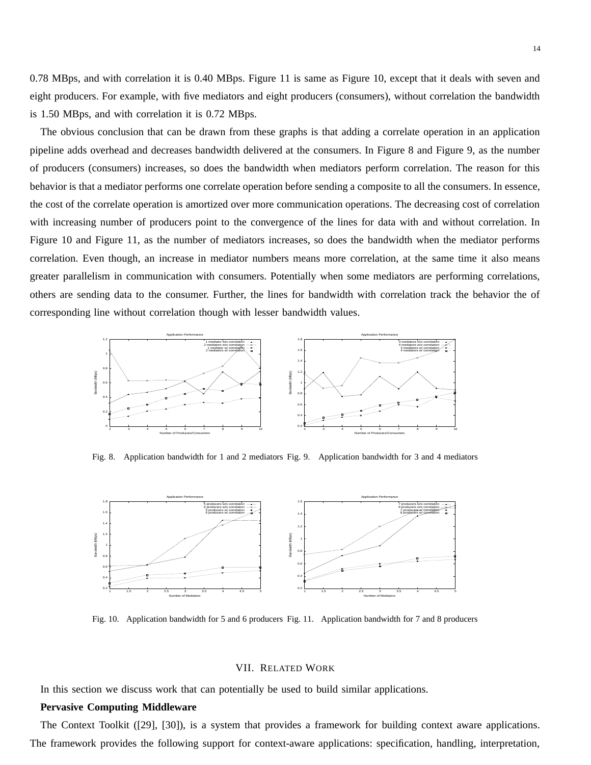0.78 MBps, and with correlation it is 0.40 MBps. Figure 11 is same as Figure 10, except that it deals with seven and eight producers. For example, with five mediators and eight producers (consumers), without correlation the bandwidth is 1.50 MBps, and with correlation it is 0.72 MBps.

The obvious conclusion that can be drawn from these graphs is that adding a correlate operation in an application pipeline adds overhead and decreases bandwidth delivered at the consumers. In Figure 8 and Figure 9, as the number of producers (consumers) increases, so does the bandwidth when mediators perform correlation. The reason for this behavior is that a mediator performs one correlate operation before sending a composite to all the consumers. In essence, the cost of the correlate operation is amortized over more communication operations. The decreasing cost of correlation with increasing number of producers point to the convergence of the lines for data with and without correlation. In Figure 10 and Figure 11, as the number of mediators increases, so does the bandwidth when the mediator performs correlation. Even though, an increase in mediator numbers means more correlation, at the same time it also means greater parallelism in communication with consumers. Potentially when some mediators are performing correlations, others are sending data to the consumer. Further, the lines for bandwidth with correlation track the behavior the of corresponding line without correlation though with lesser bandwidth values.

Fig. 8. Application bandwidth for 1 and 2 mediators

Fig. 9. Application bandwidth for 3 and 4 mediators

Fig. 10. Application bandwidth for 5 and 6 producers

Fig. 11. Application bandwidth for 7 and 8 producers

## VII. Related Work

In this section we discuss work that can potentially be used to build similar applications.

**Pervasive Computing Middleware**

The Context Toolkit ([29], [30]), is a system that provides a framework for building context aware applications. The framework provides the following support for context-aware applications: specification, handling, interpretation,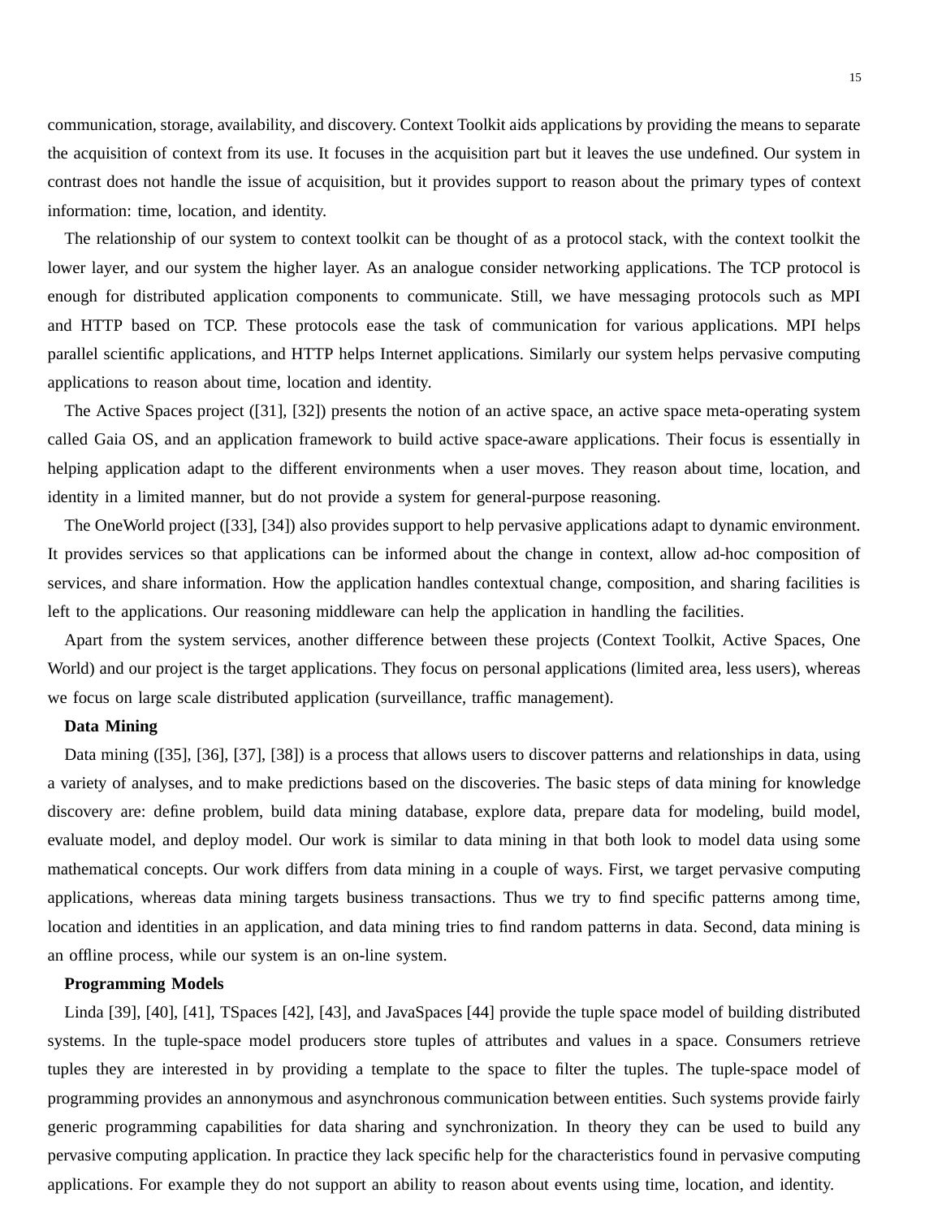communication, storage, availability, and discovery. Context Toolkit aids applications by providing the means to separate the acquisition of context from its use. It focuses in the acquisition part but it leaves the use undefined. Our system in contrast does not handle the issue of acquisition, but it provides support to reason about the primary types of context information: time, location, and identity.

The relationship of our system to context toolkit can be thought of as a protocol stack, with the context toolkit the lower layer, and our system the higher layer. As an analogue consider networking applications. The TCP protocol is enough for distributed application components to communicate. Still, we have messaging protocols such as MPI and HTTP based on TCP. These protocols ease the task of communication for various applications. MPI helps parallel scientific applications, and HTTP helps Internet applications. Similarly our system helps pervasive computing applications to reason about time, location and identity.

The Active Spaces project ([31], [32]) presents the notion of an active space, an active space meta-operating system called Gaia OS, and an application framework to build active space-aware applications. Their focus is essentially in helping application adapt to the different environments when a user moves. They reason about time, location, and identity in a limited manner, but do not provide a system for general-purpose reasoning.

The OneWorld project ([33], [34]) also provides support to help pervasive applications adapt to dynamic environment. It provides services so that applications can be informed about the change in context, allow ad-hoc composition of services, and share information. How the application handles contextual change, composition, and sharing facilities is left to the applications. Our reasoning middleware can help the application in handling the facilities.

Apart from the system services, another difference between these projects (Context Toolkit, Active Spaces, One World) and our project is the target applications. They focus on personal applications (limited area, less users), whereas we focus on large scale distributed application (surveillance, traffic management).

**Data Mining**

Data mining ([35], [36], [37], [38]) is a process that allows users to discover patterns and relationships in data, using a variety of analyses, and to make predictions based on the discoveries. The basic steps of data mining for knowledge discovery are: define problem, build data mining database, explore data, prepare data for modeling, build model, evaluate model, and deploy model. Our work is similar to data mining in that both look to model data using some mathematical concepts. Our work differs from data mining in a couple of ways. First, we target pervasive computing applications, whereas data mining targets business transactions. Thus we try to find specific patterns among time, location and identities in an application, and data mining tries to find random patterns in data. Second, data mining is an offline process, while our system is an on-line system.

**Programming Models**

Linda [39], [40], [41], TSpaces [42], [43], and JavaSpaces [44] provide the tuple space model of building distributed systems. In the tuple-space model producers store tuples of attributes and values in a space. Consumers retrieve tuples they are interested in by providing a template to the space to filter the tuples. The tuple-space model of programming provides an annonymous and asynchronous communication between entities. Such systems provide fairly generic programming capabilities for data sharing and synchronization. In theory they can be used to build any pervasive computing application. In practice they lack specific help for the characteristics found in pervasive computing applications. For example they do not support an ability to reason about events using time, location, and identity.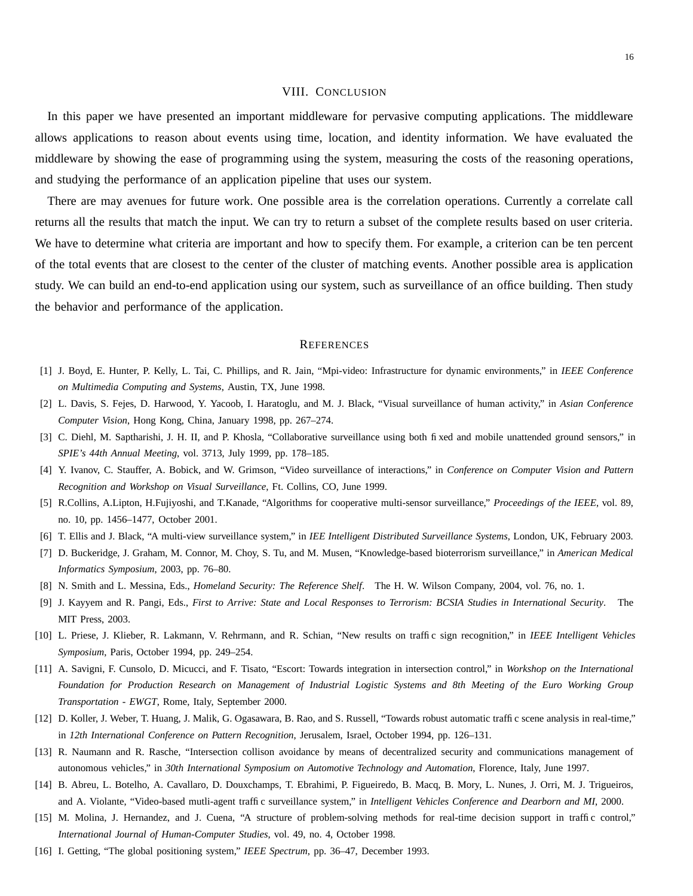## VIII. Conclusion

In this paper we have presented an important middleware for pervasive computing applications. The middleware allows applications to reason about events using time, location, and identity information. We have evaluated the middleware by showing the ease of programming using the system, measuring the costs of the reasoning operations, and studying the performance of an application pipeline that uses our system.

There are may avenues for future work. One possible area is the correlation operations. Currently a correlate call returns all the results that match the input. We can try to return a subset of the complete results based on user criteria. We have to determine what criteria are important and how to specify them. For example, a criterion can be ten percent of the total events that are closest to the center of the cluster of matching events. Another possible area is application study. We can build an end-to-end application using our system, such as surveillance of an office building. Then study the behavior and performance of the application.

## References

[1] J. Boyd, E. Hunter, P. Kelly, L. Tai, C. Phillips, and R. Jain, "Mpi-video: Infrastructure for dynamic environments," in *IEEE Conference on Multimedia Computing and Systems*, Austin, TX, June 1998.

[2] L. Davis, S. Fejes, D. Harwood, Y. Yacoob, I. Haratoglu, and M. J. Black, "Visual surveillance of human activity," in *Asian Conference Computer Vision*, Hong Kong, China, January 1998, pp. 267–274.

[3] C. Diehl, M. Saptharishi, J. H. II, and P. Khosla, "Collaborative surveillance using both fixed and mobile unattended ground sensors," in *SPIE's 44th Annual Meeting*, vol. 3713, July 1999, pp. 178–185.

[4] Y. Ivanov, C. Stauffer, A. Bobick, and W. Grimson, "Video surveillance of interactions," in *Conference on Computer Vision and Pattern Recognition and Workshop on Visual Surveillance*, Ft. Collins, CO, June 1999.

[5] R.Collins, A.Lipton, H.Fujiyoshi, and T.Kanade, "Algorithms for cooperative multi-sensor surveillance," *Proceedings of the IEEE*, vol. 89, no. 10, pp. 1456–1477, October 2001.

[6] T. Ellis and J. Black, "A multi-view surveillance system," in *IEE Intelligent Distributed Surveillance Systems*, London, UK, February 2003.

[7] D. Buckeridge, J. Graham, M. Connor, M. Choy, S. Tu, and M. Musen, "Knowledge-based bioterrorism surveillance," in *American Medical Informatics Symposium*, 2003, pp. 76–80.

[8] N. Smith and L. Messina, Eds., *Homeland Security: The Reference Shelf*. The H. W. Wilson Company, 2004, vol. 76, no. 1.

[9] J. Kayyem and R. Pangi, Eds., *First to Arrive: State and Local Responses to Terrorism: BCSIA Studies in International Security*. The MIT Press, 2003.

[10] L. Priese, J. Klieber, R. Lakmann, V. Rehrmann, and R. Schian, "New results on traffic sign recognition," in *IEEE Intelligent Vehicles Symposium*, Paris, October 1994, pp. 249–254.

[11] A. Savigni, F. Cunsolo, D. Micucci, and F. Tisato, "Escort: Towards integration in intersection control," in *Workshop on the International Foundation for Production Research on Management of Industrial Logistic Systems and 8th Meeting of the Euro Working Group Transportation - EWGT*, Rome, Italy, September 2000.

[12] D. Koller, J. Weber, T. Huang, J. Malik, G. Ogasawara, B. Rao, and S. Russell, "Towards robust automatic traffic scene analysis in real-time," in *12th International Conference on Pattern Recognition*, Jerusalem, Israel, October 1994, pp. 126–131.

[13] R. Naumann and R. Rasche, "Intersection collison avoidance by means of decentralized security and communications management of autonomous vehicles," in *30th International Symposium on Automotive Technology and Automation*, Florence, Italy, June 1997.

[14] B. Abreu, L. Botelho, A. Cavallaro, D. Douxchamps, T. Ebrahimi, P. Figueiredo, B. Macq, B. Mory, L. Nunes, J. Orri, M. J. Trigueiros, and A. Violante, "Video-based mutli-agent traffic surveillance system," in *Intelligent Vehicles Conference and Dearborn and MI*, 2000.

[15] M. Molina, J. Hernandez, and J. Cuena, "A structure of problem-solving methods for real-time decision support in traffic control," *International Journal of Human-Computer Studies*, vol. 49, no. 4, October 1998.

[16] I. Getting, "The global positioning system," *IEEE Spectrum*, pp. 36–47, December 1993.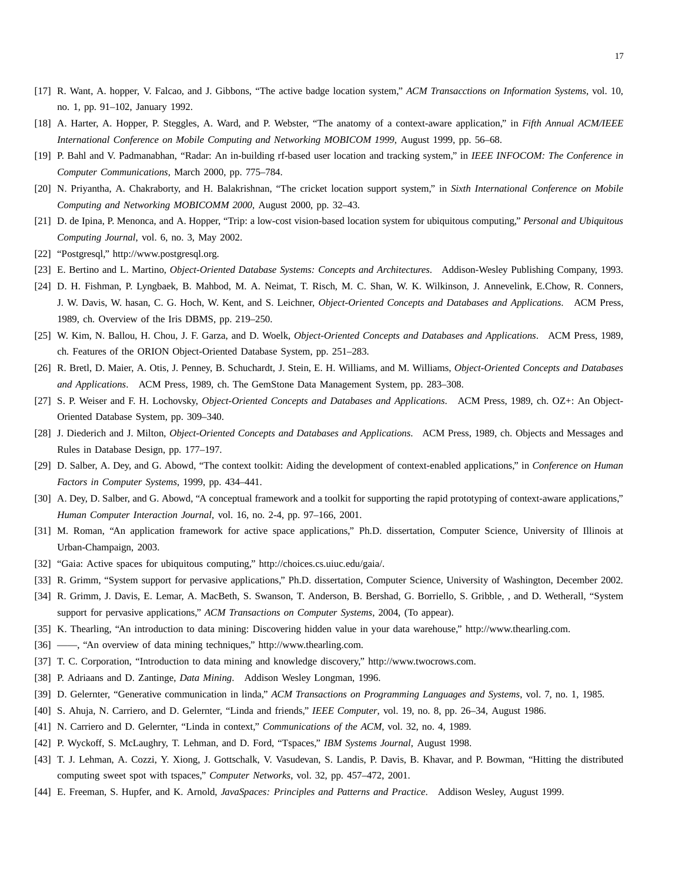[17] R. Want, A. hopper, V. Falcao, and J. Gibbons, "The active badge location system," *ACM Transacctions on Information Systems*, vol. 10, no. 1, pp. 91–102, January 1992.

[18] A. Harter, A. Hopper, P. Steggles, A. Ward, and P. Webster, "The anatomy of a context-aware application," in *Fifth Annual ACM/IEEE International Conference on Mobile Computing and Networking MOBICOM 1999*, August 1999, pp. 56–68.

[19] P. Bahl and V. Padmanabhan, "Radar: An in-building rf-based user location and tracking system," in *IEEE INFOCOM: The Conference in Computer Communications*, March 2000, pp. 775–784.

[20] N. Priyantha, A. Chakraborty, and H. Balakrishnan, "The cricket location support system," in *Sixth International Conference on Mobile Computing and Networking MOBICOMM 2000*, August 2000, pp. 32–43.

[21] D. de Ipina, P. Menonca, and A. Hopper, "Trip: a low-cost vision-based location system for ubiquitous computing," *Personal and Ubiquitous Computing Journal*, vol. 6, no. 3, May 2002.

[22] "Postgresql," http://www.postgresql.org.

[23] E. Bertino and L. Martino, *Object-Oriented Database Systems: Concepts and Architectures*. Addison-Wesley Publishing Company, 1993.

[24] D. H. Fishman, P. Lyngbaek, B. Mahbod, M. A. Neimat, T. Risch, M. C. Shan, W. K. Wilkinson, J. Annevelink, E.Chow, R. Conners, J. W. Davis, W. hasan, C. G. Hoch, W. Kent, and S. Leichner, *Object-Oriented Concepts and Databases and Applications*. ACM Press, 1989, ch. Overview of the Iris DBMS, pp. 219–250.

[25] W. Kim, N. Ballou, H. Chou, J. F. Garza, and D. Woelk, *Object-Oriented Concepts and Databases and Applications*. ACM Press, 1989, ch. Features of the ORION Object-Oriented Database System, pp. 251–283.

[26] R. Bretl, D. Maier, A. Otis, J. Penney, B. Schuchardt, J. Stein, E. H. Williams, and M. Williams, *Object-Oriented Concepts and Databases and Applications*. ACM Press, 1989, ch. The GemStone Data Management System, pp. 283–308.

[27] S. P. Weiser and F. H. Lochovsky, *Object-Oriented Concepts and Databases and Applications*. ACM Press, 1989, ch. OZ+: An Object-Oriented Database System, pp. 309–340.

[28] J. Diederich and J. Milton, *Object-Oriented Concepts and Databases and Applications*. ACM Press, 1989, ch. Objects and Messages and Rules in Database Design, pp. 177–197.

[29] D. Salber, A. Dey, and G. Abowd, "The context toolkit: Aiding the development of context-enabled applications," in *Conference on Human Factors in Computer Systems*, 1999, pp. 434–441.

[30] A. Dey, D. Salber, and G. Abowd, "A conceptual framework and a toolkit for supporting the rapid prototyping of context-aware applications," *Human Computer Interaction Journal*, vol. 16, no. 2-4, pp. 97–166, 2001.

[31] M. Roman, "An application framework for active space applications," Ph.D. dissertation, Computer Science, University of Illinois at Urban-Champaign, 2003.

[32] "Gaia: Active spaces for ubiquitous computing," http://choices.cs.uiuc.edu/gaia/.

[33] R. Grimm, "System support for pervasive applications," Ph.D. dissertation, Computer Science, University of Washington, December 2002.

[34] R. Grimm, J. Davis, E. Lemar, A. MacBeth, S. Swanson, T. Anderson, B. Bershad, G. Borriello, S. Gribble, , and D. Wetherall, "System support for pervasive applications," *ACM Transactions on Computer Systems*, 2004, (To appear).

[35] K. Thearling, "An introduction to data mining: Discovering hidden value in your data warehouse," http://www.thearling.com.

[36] ——, "An overview of data mining techniques," http://www.thearling.com.

[37] T. C. Corporation, "Introduction to data mining and knowledge discovery," http://www.twocrows.com.

[38] P. Adriaans and D. Zantinge, *Data Mining*. Addison Wesley Longman, 1996.

[39] D. Gelernter, "Generative communication in linda," *ACM Transactions on Programming Languages and Systems*, vol. 7, no. 1, 1985.

[40] S. Ahuja, N. Carriero, and D. Gelernter, "Linda and friends," *IEEE Computer*, vol. 19, no. 8, pp. 26–34, August 1986.

[41] N. Carriero and D. Gelernter, "Linda in context," *Communications of the ACM*, vol. 32, no. 4, 1989.

[42] P. Wyckoff, S. McLaughry, T. Lehman, and D. Ford, "Tspaces," *IBM Systems Journal*, August 1998.

[43] T. J. Lehman, A. Cozzi, Y. Xiong, J. Gottschalk, V. Vasudevan, S. Landis, P. Davis, B. Khavar, and P. Bowman, "Hitting the distributed computing sweet spot with tspaces," *Computer Networks*, vol. 32, pp. 457–472, 2001.

[44] E. Freeman, S. Hupfer, and K. Arnold, *JavaSpaces: Principles and Patterns and Practice*. Addison Wesley, August 1999.